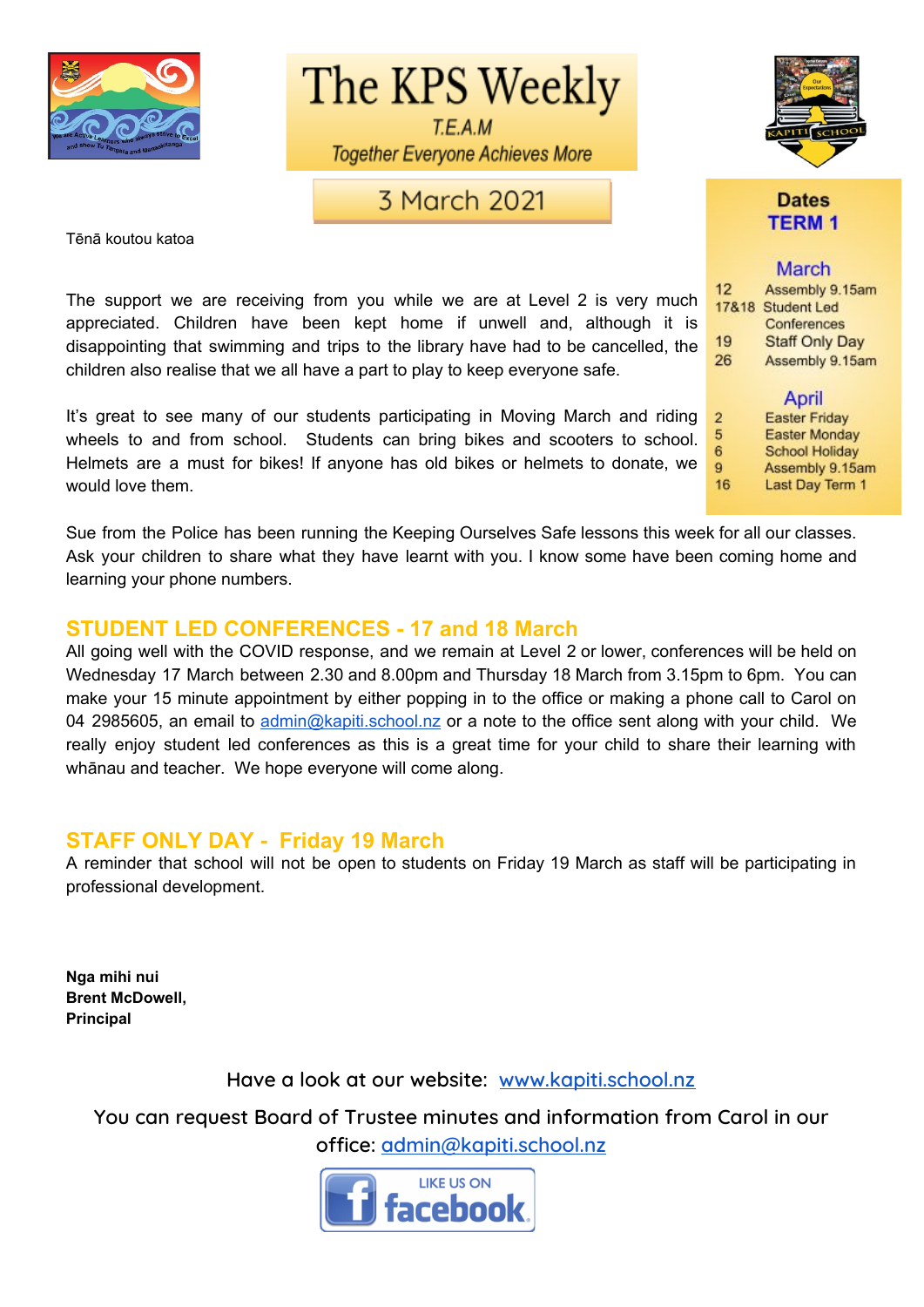# The KPS Weekly

T.E.A.M

*Together Everyone Achieves More*

3 March 2021

**Dates**
**TERM 1**

**March**

| | |
|---|---|
| 12 | Assembly 9.15am |
| 17&18 | Student Led Conferences |
| 19 | Staff Only Day |
| 26 | Assembly 9.15am |

**April**

| | |
|---|---|
| 2 | Easter Friday |
| 5 | Easter Monday |
| 6 | School Holiday |
| 9 | Assembly 9.15am |
| 16 | Last Day Term 1 |

Tēnā koutou katoa

The support we are receiving from you while we are at Level 2 is very much appreciated. Children have been kept home if unwell and, although it is disappointing that swimming and trips to the library have had to be cancelled, the children also realise that we all have a part to play to keep everyone safe.

It's great to see many of our students participating in Moving March and riding wheels to and from school. Students can bring bikes and scooters to school. Helmets are a must for bikes! If anyone has old bikes or helmets to donate, we would love them.

Sue from the Police has been running the Keeping Ourselves Safe lessons this week for all our classes. Ask your children to share what they have learnt with you. I know some have been coming home and learning your phone numbers.

## STUDENT LED CONFERENCES - 17 and 18 March

All going well with the COVID response, and we remain at Level 2 or lower, conferences will be held on Wednesday 17 March between 2.30 and 8.00pm and Thursday 18 March from 3.15pm to 6pm. You can make your 15 minute appointment by either popping in to the office or making a phone call to Carol on 04 2985605, an email to admin@kapiti.school.nz or a note to the office sent along with your child. We really enjoy student led conferences as this is a great time for your child to share their learning with whānau and teacher. We hope everyone will come along.

## STAFF ONLY DAY - Friday 19 March

A reminder that school will not be open to students on Friday 19 March as staff will be participating in professional development.

**Nga mihi nui**
**Brent McDowell,**
**Principal**

Have a look at our website: www.kapiti.school.nz

You can request Board of Trustee minutes and information from Carol in our office: admin@kapiti.school.nz

LIKE US ON facebook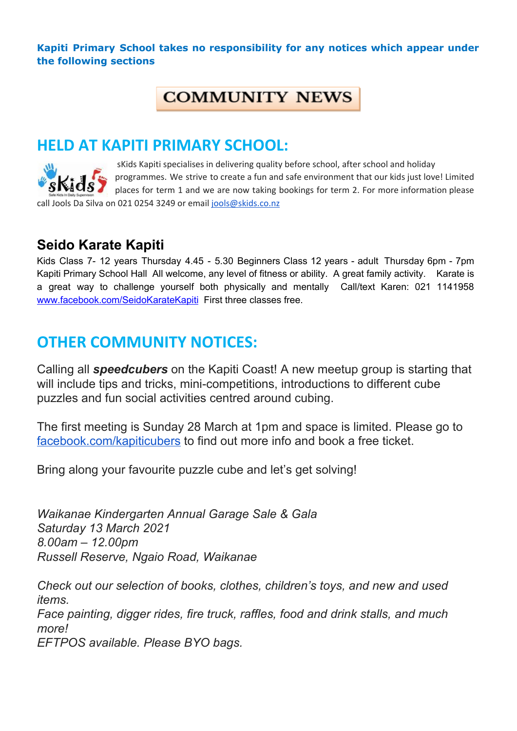**Kapiti Primary School takes no responsibility for any notices which appear under the following sections**

# COMMUNITY NEWS

## HELD AT KAPITI PRIMARY SCHOOL:

sKids Kapiti specialises in delivering quality before school, after school and holiday programmes. We strive to create a fun and safe environment that our kids just love! Limited places for term 1 and we are now taking bookings for term 2. For more information please call Jools Da Silva on 021 0254 3249 or email jools@skids.co.nz

### Seido Karate Kapiti

Kids Class 7- 12 years Thursday 4.45 - 5.30 Beginners Class 12 years - adult Thursday 6pm - 7pm Kapiti Primary School Hall All welcome, any level of fitness or ability. A great family activity. Karate is a great way to challenge yourself both physically and mentally Call/text Karen: 021 1141958 www.facebook.com/SeidoKarateKapiti First three classes free.

## OTHER COMMUNITY NOTICES:

Calling all ***speedcubers*** on the Kapiti Coast! A new meetup group is starting that will include tips and tricks, mini-competitions, introductions to different cube puzzles and fun social activities centred around cubing.

The first meeting is Sunday 28 March at 1pm and space is limited. Please go to facebook.com/kapiticubers to find out more info and book a free ticket.

Bring along your favourite puzzle cube and let's get solving!

*Waikanae Kindergarten Annual Garage Sale & Gala*
*Saturday 13 March 2021*
*8.00am – 12.00pm*
*Russell Reserve, Ngaio Road, Waikanae*

*Check out our selection of books, clothes, children's toys, and new and used items.*
*Face painting, digger rides, fire truck, raffles, food and drink stalls, and much more!*
*EFTPOS available. Please BYO bags.*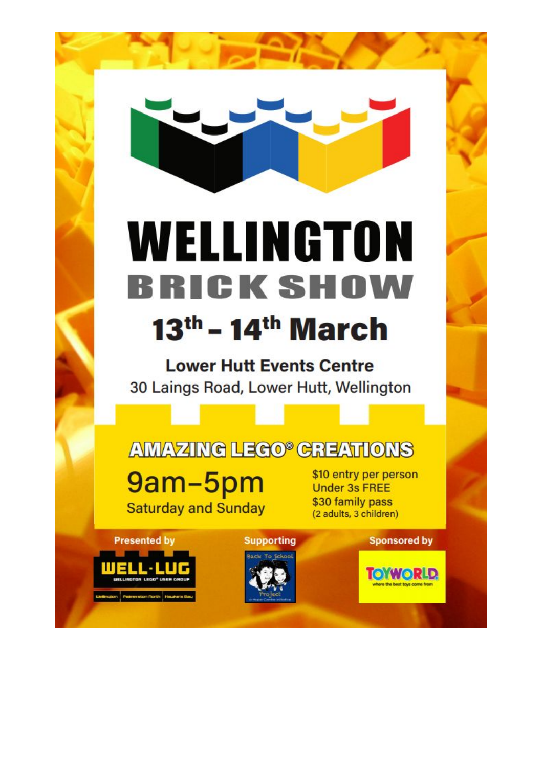# WELLINGTON
## BRICK SHOW

## 13th – 14th March

**Lower Hutt Events Centre**
30 Laings Road, Lower Hutt, Wellington

### AMAZING LEGO® CREATIONS

9am–5pm
Saturday and Sunday

$10 entry per person
Under 3s FREE
$30 family pass
(2 adults, 3 children)

**Presented by**

WELL·LUG
WELLINGTON LEGO® USER GROUP
Wellington | Palmerston North | Hawke's Bay

**Supporting**

Back To School Project
a Hope Centre initiative

**Sponsored by**

TOYWORLD
where the best toys come from